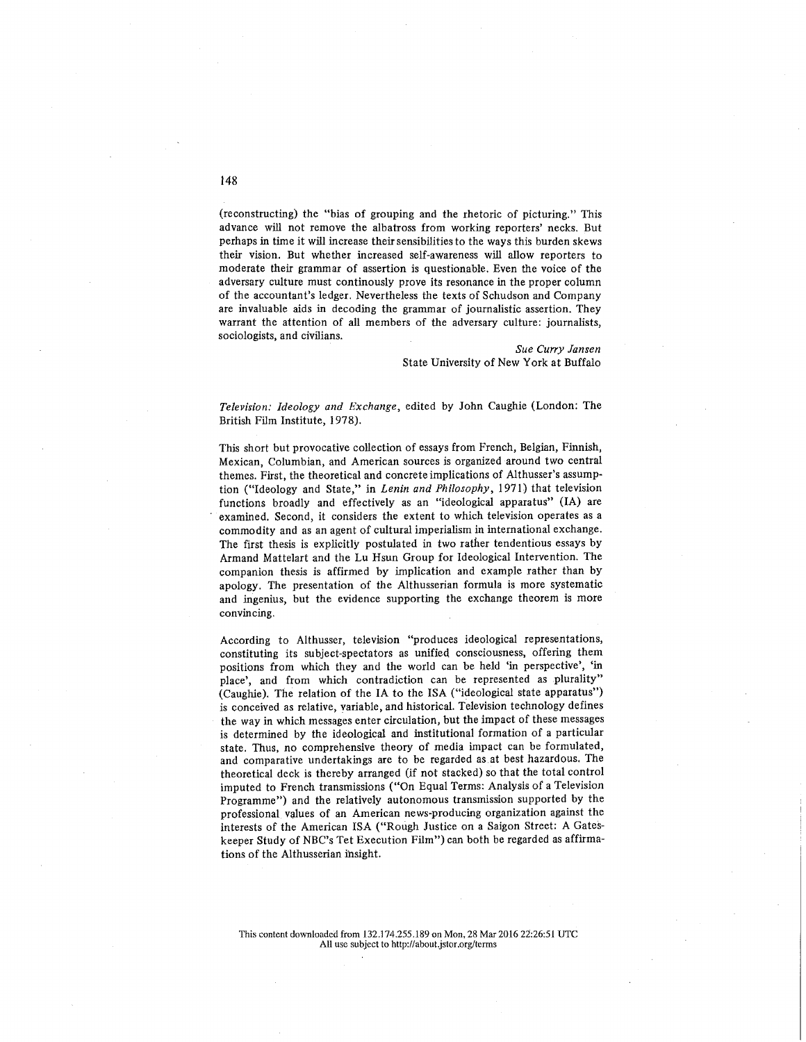(reconstructing) the "bias of grouping and the rhetoric of picturing." This advance will not remove the albatross from working reporters' necks. But perhaps in time it will increase their sensibilities to the ways this burden skews their vision. But whether increased self-awareness will allow reporters to moderate their grammar of assertion is questionable. Even the voice of the adversary culture must continously prove its resonance in the proper column of the accountant's ledger. Nevertheless the texts of Schudson and Company are invaluable aids in decoding the grammar of journalistic assertion. They warrant the attention of all members of the adversary culture: journalists, sociologists, and civilians.

*Sue Curry Jansen*
State University of New York at Buffalo

*Television: Ideology and Exchange*, edited by John Caughie (London: The British Film Institute, 1978).

This short but provocative collection of essays from French, Belgian, Finnish, Mexican, Columbian, and American sources is organized around two central themes. First, the theoretical and concrete implications of Althusser's assumption ("Ideology and State," in *Lenin and Philosophy*, 1971) that television functions broadly and effectively as an "ideological apparatus" (IA) are examined. Second, it considers the extent to which television operates as a commodity and as an agent of cultural imperialism in international exchange. The first thesis is explicitly postulated in two rather tendentious essays by Armand Mattelart and the Lu Hsun Group for Ideological Intervention. The companion thesis is affirmed by implication and example rather than by apology. The presentation of the Althusserian formula is more systematic and ingenius, but the evidence supporting the exchange theorem is more convincing.

According to Althusser, television "produces ideological representations, constituting its subject-spectators as unified consciousness, offering them positions from which they and the world can be held 'in perspective', 'in place', and from which contradiction can be represented as plurality" (Caughie). The relation of the IA to the ISA ("ideological state apparatus") is conceived as relative, variable, and historical. Television technology defines the way in which messages enter circulation, but the impact of these messages is determined by the ideological and institutional formation of a particular state. Thus, no comprehensive theory of media impact can be formulated, and comparative undertakings are to be regarded as at best hazardous. The theoretical deck is thereby arranged (if not stacked) so that the total control imputed to French transmissions ("On Equal Terms: Analysis of a Television Programme") and the relatively autonomous transmission supported by the professional values of an American news-producing organization against the interests of the American ISA ("Rough Justice on a Saigon Street: A Gateskeeper Study of NBC's Tet Execution Film") can both be regarded as affirmations of the Althusserian insight.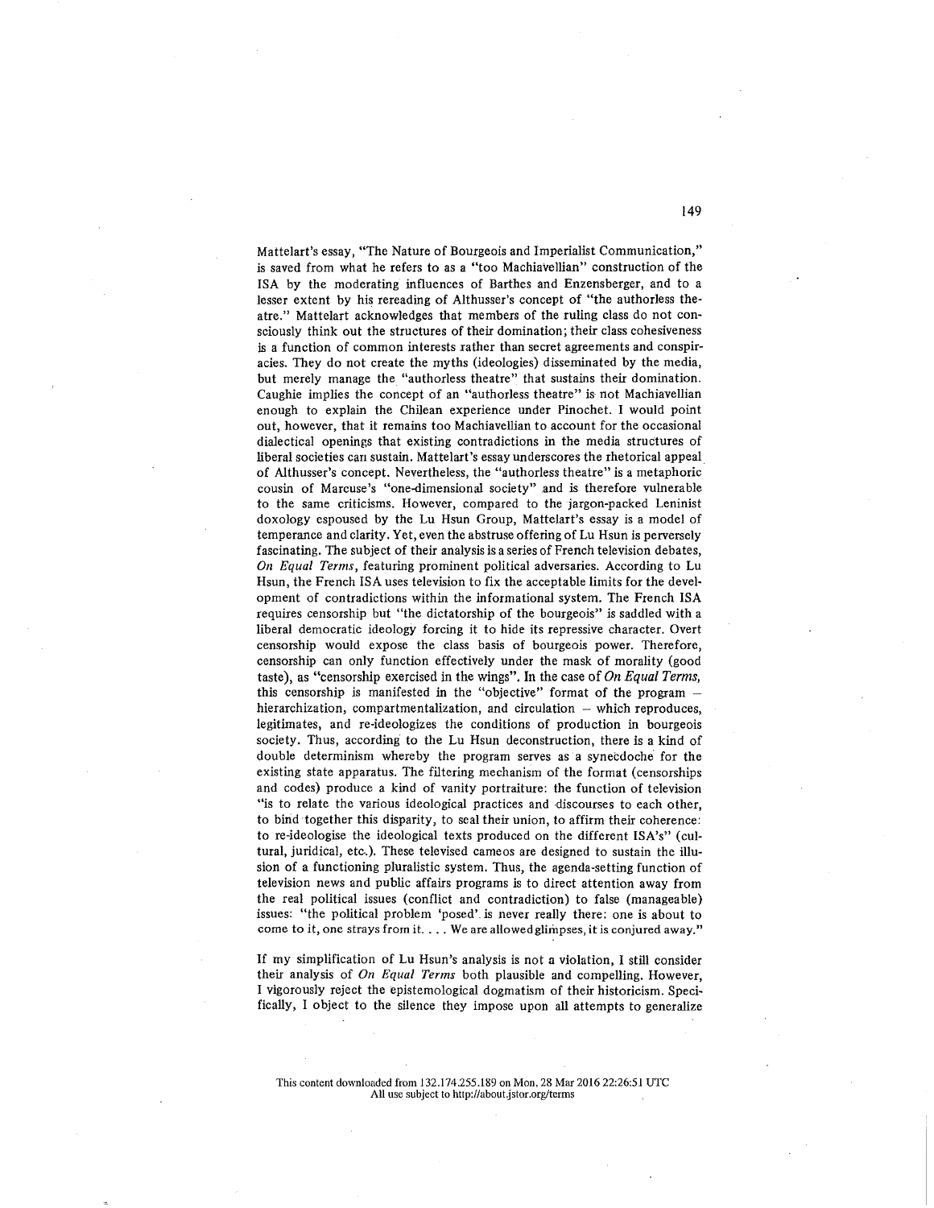Mattelart's essay, "The Nature of Bourgeois and Imperialist Communication," is saved from what he refers to as a "too Machiavellian" construction of the ISA by the moderating influences of Barthes and Enzensberger, and to a lesser extent by his rereading of Althusser's concept of "the authorless theatre." Mattelart acknowledges that members of the ruling class do not consciously think out the structures of their domination; their class cohesiveness is a function of common interests rather than secret agreements and conspiracies. They do not create the myths (ideologies) disseminated by the media, but merely manage the "authorless theatre" that sustains their domination. Caughie implies the concept of an "authorless theatre" is not Machiavellian enough to explain the Chilean experience under Pinochet. I would point out, however, that it remains too Machiavellian to account for the occasional dialectical openings that existing contradictions in the media structures of liberal societies can sustain. Mattelart's essay underscores the rhetorical appeal of Althusser's concept. Nevertheless, the "authorless theatre" is a metaphoric cousin of Marcuse's "one-dimensional society" and is therefore vulnerable to the same criticisms. However, compared to the jargon-packed Leninist doxology espoused by the Lu Hsun Group, Mattelart's essay is a model of temperance and clarity. Yet, even the abstruse offering of Lu Hsun is perversely fascinating. The subject of their analysis is a series of French television debates, *On Equal Terms*, featuring prominent political adversaries. According to Lu Hsun, the French ISA uses television to fix the acceptable limits for the development of contradictions within the informational system. The French ISA requires censorship but "the dictatorship of the bourgeois" is saddled with a liberal democratic ideology forcing it to hide its repressive character. Overt censorship would expose the class basis of bourgeois power. Therefore, censorship can only function effectively under the mask of morality (good taste), as "censorship exercised in the wings". In the case of *On Equal Terms*, this censorship is manifested in the "objective" format of the program – hierarchization, compartmentalization, and circulation – which reproduces, legitimates, and re-ideologizes the conditions of production in bourgeois society. Thus, according to the Lu Hsun deconstruction, there is a kind of double determinism whereby the program serves as a synecdoche for the existing state apparatus. The filtering mechanism of the format (censorships and codes) produce a kind of vanity portraiture: the function of television "is to relate the various ideological practices and discourses to each other, to bind together this disparity, to seal their union, to affirm their coherence: to re-ideologise the ideological texts produced on the different ISA's" (cultural, juridical, etc.). These televised cameos are designed to sustain the illusion of a functioning pluralistic system. Thus, the agenda-setting function of television news and public affairs programs is to direct attention away from the real political issues (conflict and contradiction) to false (manageable) issues: "the political problem 'posed' is never really there: one is about to come to it, one strays from it. . . . We are allowed glimpses, it is conjured away."

If my simplification of Lu Hsun's analysis is not a violation, I still consider their analysis of *On Equal Terms* both plausible and compelling. However, I vigorously reject the epistemological dogmatism of their historicism. Specifically, I object to the silence they impose upon all attempts to generalize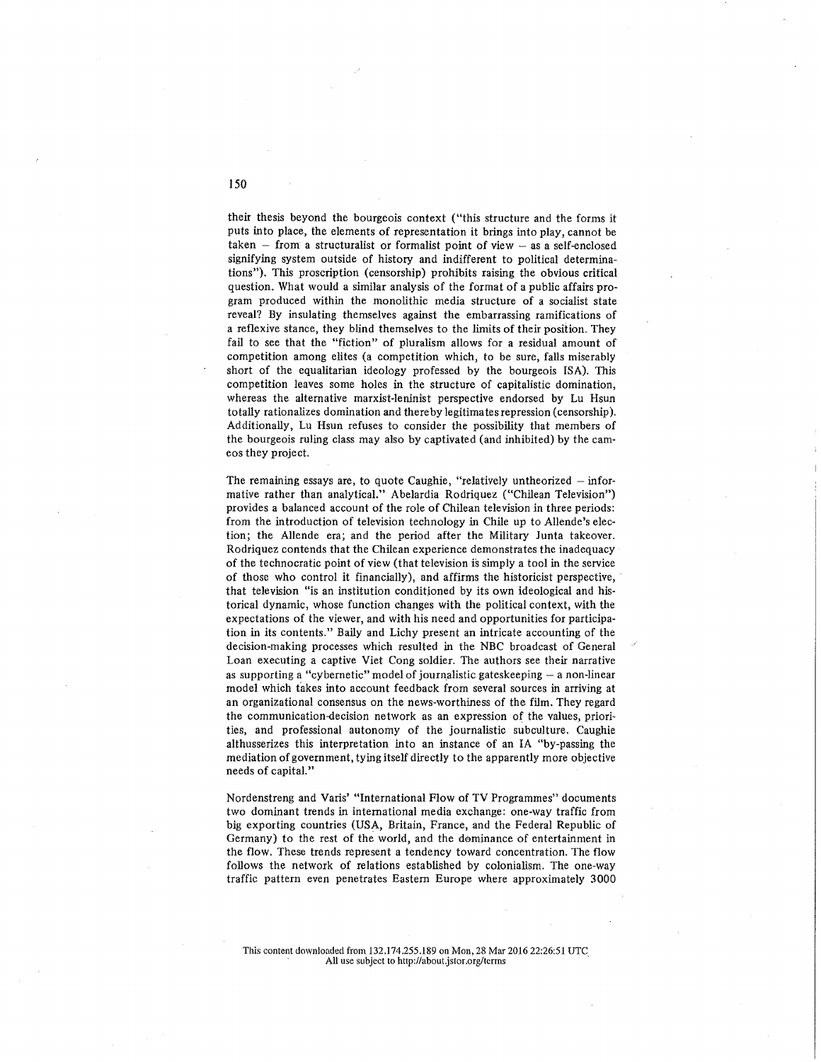their thesis beyond the bourgeois context ("this structure and the forms it puts into place, the elements of representation it brings into play, cannot be taken – from a structuralist or formalist point of view – as a self-enclosed signifying system outside of history and indifferent to political determinations"). This proscription (censorship) prohibits raising the obvious critical question. What would a similar analysis of the format of a public affairs program produced within the monolithic media structure of a socialist state reveal? By insulating themselves against the embarrassing ramifications of a reflexive stance, they blind themselves to the limits of their position. They fail to see that the "fiction" of pluralism allows for a residual amount of competition among elites (a competition which, to be sure, falls miserably short of the equalitarian ideology professed by the bourgeois ISA). This competition leaves some holes in the structure of capitalistic domination, whereas the alternative marxist-leninist perspective endorsed by Lu Hsun totally rationalizes domination and thereby legitimates repression (censorship). Additionally, Lu Hsun refuses to consider the possibility that members of the bourgeois ruling class may also by captivated (and inhibited) by the cameos they project.

The remaining essays are, to quote Caughie, "relatively untheorized – informative rather than analytical." Abelardia Rodriquez ("Chilean Television") provides a balanced account of the role of Chilean television in three periods: from the introduction of television technology in Chile up to Allende's election; the Allende era; and the period after the Military Junta takeover. Rodriquez contends that the Chilean experience demonstrates the inadequacy of the technocratic point of view (that television is simply a tool in the service of those who control it financially), and affirms the historicist perspective, that television "is an institution conditioned by its own ideological and historical dynamic, whose function changes with the political context, with the expectations of the viewer, and with his need and opportunities for participation in its contents." Baily and Lichy present an intricate accounting of the decision-making processes which resulted in the NBC broadcast of General Loan executing a captive Viet Cong soldier. The authors see their narrative as supporting a "cybernetic" model of journalistic gatekeeping – a non-linear model which takes into account feedback from several sources in arriving at an organizational consensus on the news-worthiness of the film. They regard the communication-decision network as an expression of the values, priorities, and professional autonomy of the journalistic subculture. Caughie althusserizes this interpretation into an instance of an IA "by-passing the mediation of government, tying itself directly to the apparently more objective needs of capital."

Nordenstreng and Varis' "International Flow of TV Programmes" documents two dominant trends in international media exchange: one-way traffic from big exporting countries (USA, Britain, France, and the Federal Republic of Germany) to the rest of the world, and the dominance of entertainment in the flow. These trends represent a tendency toward concentration. The flow follows the network of relations established by colonialism. The one-way traffic pattern even penetrates Eastern Europe where approximately 3000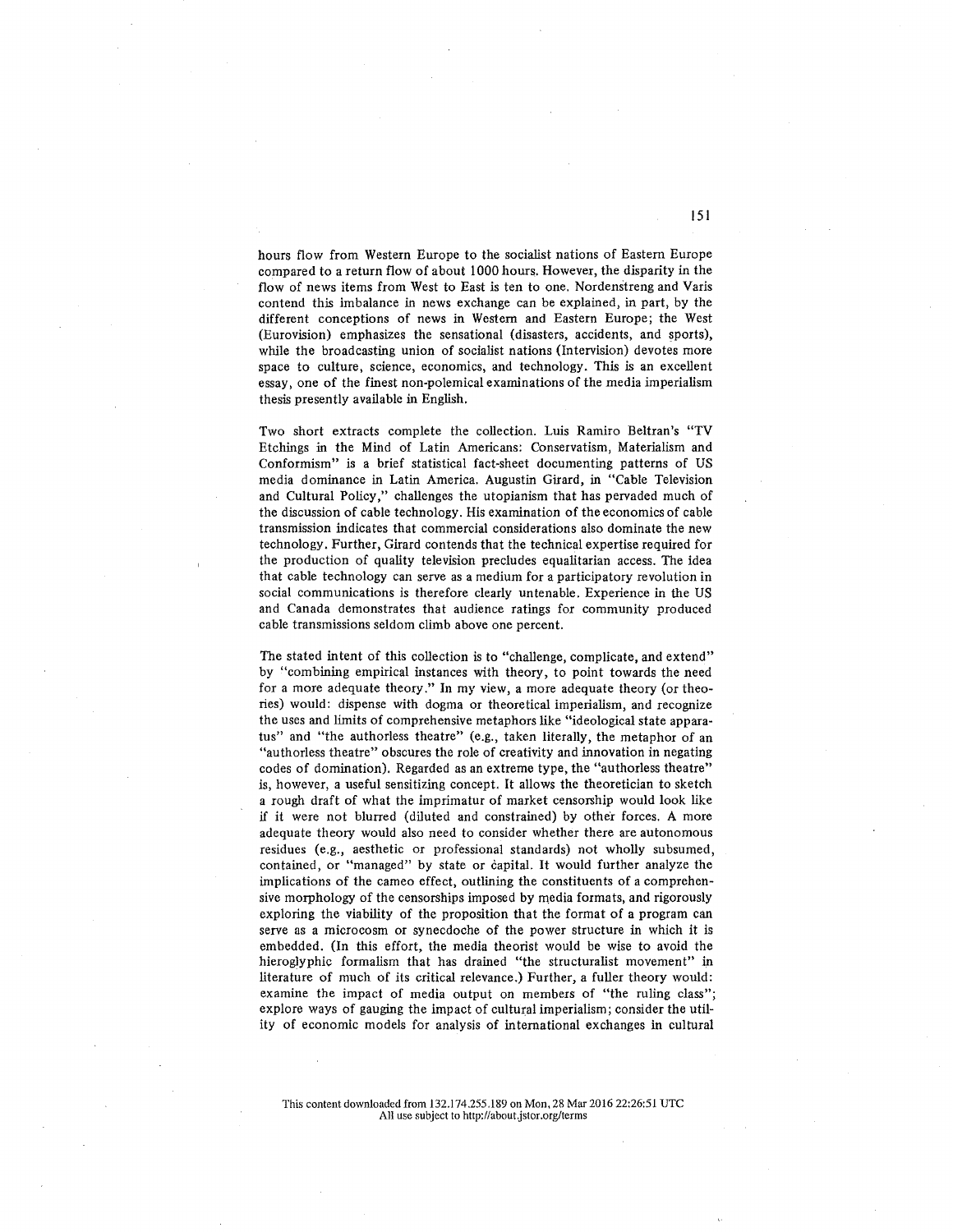hours flow from Western Europe to the socialist nations of Eastern Europe compared to a return flow of about 1000 hours. However, the disparity in the flow of news items from West to East is ten to one. Nordenstreng and Varis contend this imbalance in news exchange can be explained, in part, by the different conceptions of news in Western and Eastern Europe; the West (Eurovision) emphasizes the sensational (disasters, accidents, and sports), while the broadcasting union of socialist nations (Intervision) devotes more space to culture, science, economics, and technology. This is an excellent essay, one of the finest non-polemical examinations of the media imperialism thesis presently available in English.

Two short extracts complete the collection. Luis Ramiro Beltran's "TV Etchings in the Mind of Latin Americans: Conservatism, Materialism and Conformism" is a brief statistical fact-sheet documenting patterns of US media dominance in Latin America. Augustin Girard, in "Cable Television and Cultural Policy," challenges the utopianism that has pervaded much of the discussion of cable technology. His examination of the economics of cable transmission indicates that commercial considerations also dominate the new technology. Further, Girard contends that the technical expertise required for the production of quality television precludes equalitarian access. The idea that cable technology can serve as a medium for a participatory revolution in social communications is therefore clearly untenable. Experience in the US and Canada demonstrates that audience ratings for community produced cable transmissions seldom climb above one percent.

The stated intent of this collection is to "challenge, complicate, and extend" by "combining empirical instances with theory, to point towards the need for a more adequate theory." In my view, a more adequate theory (or theories) would: dispense with dogma or theoretical imperialism, and recognize the uses and limits of comprehensive metaphors like "ideological state apparatus" and "the authorless theatre" (e.g., taken literally, the metaphor of an "authorless theatre" obscures the role of creativity and innovation in negating codes of domination). Regarded as an extreme type, the "authorless theatre" is, however, a useful sensitizing concept. It allows the theoretician to sketch a rough draft of what the imprimatur of market censorship would look like if it were not blurred (diluted and constrained) by other forces. A more adequate theory would also need to consider whether there are autonomous residues (e.g., aesthetic or professional standards) not wholly subsumed, contained, or "managed" by state or capital. It would further analyze the implications of the cameo effect, outlining the constituents of a comprehensive morphology of the censorships imposed by media formats, and rigorously exploring the viability of the proposition that the format of a program can serve as a microcosm or synecdoche of the power structure in which it is embedded. (In this effort, the media theorist would be wise to avoid the hieroglyphic formalism that has drained "the structuralist movement" in literature of much of its critical relevance.) Further, a fuller theory would: examine the impact of media output on members of "the ruling class"; explore ways of gauging the impact of cultural imperialism; consider the utility of economic models for analysis of international exchanges in cultural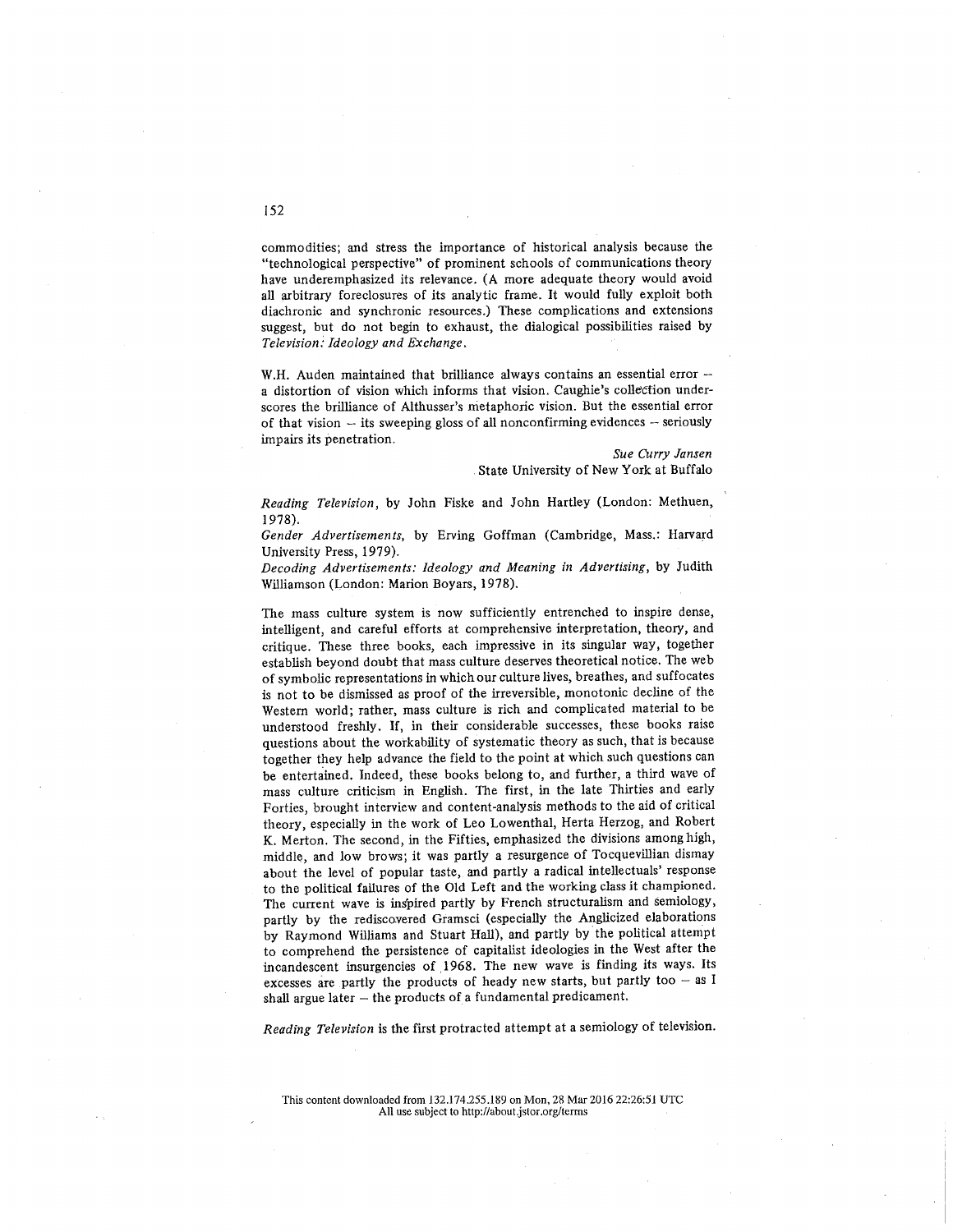commodities; and stress the importance of historical analysis because the "technological perspective" of prominent schools of communications theory have underemphasized its relevance. (A more adequate theory would avoid all arbitrary foreclosures of its analytic frame. It would fully exploit both diachronic and synchronic resources.) These complications and extensions suggest, but do not begin to exhaust, the dialogical possibilities raised by *Television: Ideology and Exchange*.

W.H. Auden maintained that brilliance always contains an essential error – a distortion of vision which informs that vision. Caughie's collection underscores the brilliance of Althusser's metaphoric vision. But the essential error of that vision – its sweeping gloss of all nonconfirming evidences – seriously impairs its penetration.

*Sue Curry Jansen*
State University of New York at Buffalo

*Reading Television*, by John Fiske and John Hartley (London: Methuen, 1978).
*Gender Advertisements*, by Erving Goffman (Cambridge, Mass.: Harvard University Press, 1979).
*Decoding Advertisements: Ideology and Meaning in Advertising*, by Judith Williamson (London: Marion Boyars, 1978).

The mass culture system is now sufficiently entrenched to inspire dense, intelligent, and careful efforts at comprehensive interpretation, theory, and critique. These three books, each impressive in its singular way, together establish beyond doubt that mass culture deserves theoretical notice. The web of symbolic representations in which our culture lives, breathes, and suffocates is not to be dismissed as proof of the irreversible, monotonic decline of the Western world; rather, mass culture is rich and complicated material to be understood freshly. If, in their considerable successes, these books raise questions about the workability of systematic theory as such, that is because together they help advance the field to the point at which such questions can be entertained. Indeed, these books belong to, and further, a third wave of mass culture criticism in English. The first, in the late Thirties and early Forties, brought interview and content-analysis methods to the aid of critical theory, especially in the work of Leo Lowenthal, Herta Herzog, and Robert K. Merton. The second, in the Fifties, emphasized the divisions among high, middle, and low brows; it was partly a resurgence of Tocquevillian dismay about the level of popular taste, and partly a radical intellectuals' response to the political failures of the Old Left and the working class it championed. The current wave is inspired partly by French structuralism and semiology, partly by the rediscovered Gramsci (especially the Anglicized elaborations by Raymond Williams and Stuart Hall), and partly by the political attempt to comprehend the persistence of capitalist ideologies in the West after the incandescent insurgencies of 1968. The new wave is finding its ways. Its excesses are partly the products of heady new starts, but partly too – as I shall argue later – the products of a fundamental predicament.

*Reading Television* is the first protracted attempt at a semiology of television.